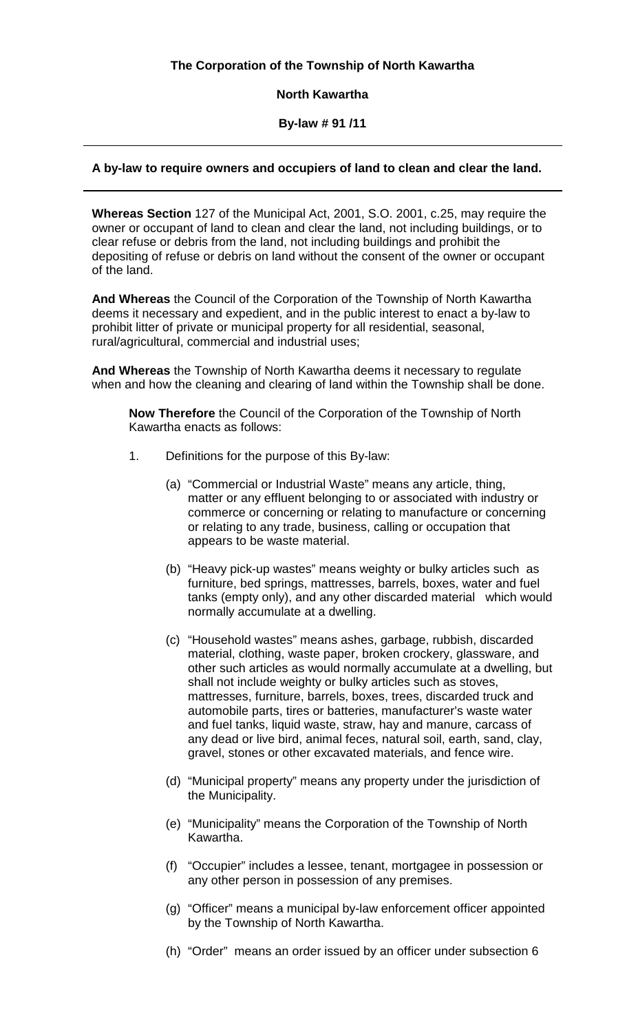**The Corporation of the Township of North Kawartha**

**North Kawartha**

**By-law # 91 /11**

---

**A by-law to require owners and occupiers of land to clean and clear the land.**

---

**Whereas Section** 127 of the Municipal Act, 2001, S.O. 2001, c.25, may require the owner or occupant of land to clean and clear the land, not including buildings, or to clear refuse or debris from the land, not including buildings and prohibit the depositing of refuse or debris on land without the consent of the owner or occupant of the land.

**And Whereas** the Council of the Corporation of the Township of North Kawartha deems it necessary and expedient, and in the public interest to enact a by-law to prohibit litter of private or municipal property for all residential, seasonal, rural/agricultural, commercial and industrial uses;

**And Whereas** the Township of North Kawartha deems it necessary to regulate when and how the cleaning and clearing of land within the Township shall be done.

**Now Therefore** the Council of the Corporation of the Township of North Kawartha enacts as follows:

1. Definitions for the purpose of this By-law:

    (a) "Commercial or Industrial Waste" means any article, thing, matter or any effluent belonging to or associated with industry or commerce or concerning or relating to manufacture or concerning or relating to any trade, business, calling or occupation that appears to be waste material.

    (b) "Heavy pick-up wastes" means weighty or bulky articles such as furniture, bed springs, mattresses, barrels, boxes, water and fuel tanks (empty only), and any other discarded material which would normally accumulate at a dwelling.

    (c) "Household wastes" means ashes, garbage, rubbish, discarded material, clothing, waste paper, broken crockery, glassware, and other such articles as would normally accumulate at a dwelling, but shall not include weighty or bulky articles such as stoves, mattresses, furniture, barrels, boxes, trees, discarded truck and automobile parts, tires or batteries, manufacturer's waste water and fuel tanks, liquid waste, straw, hay and manure, carcass of any dead or live bird, animal feces, natural soil, earth, sand, clay, gravel, stones or other excavated materials, and fence wire.

    (d) "Municipal property" means any property under the jurisdiction of the Municipality.

    (e) "Municipality" means the Corporation of the Township of North Kawartha.

    (f) "Occupier" includes a lessee, tenant, mortgagee in possession or any other person in possession of any premises.

    (g) "Officer" means a municipal by-law enforcement officer appointed by the Township of North Kawartha.

    (h) "Order" means an order issued by an officer under subsection 6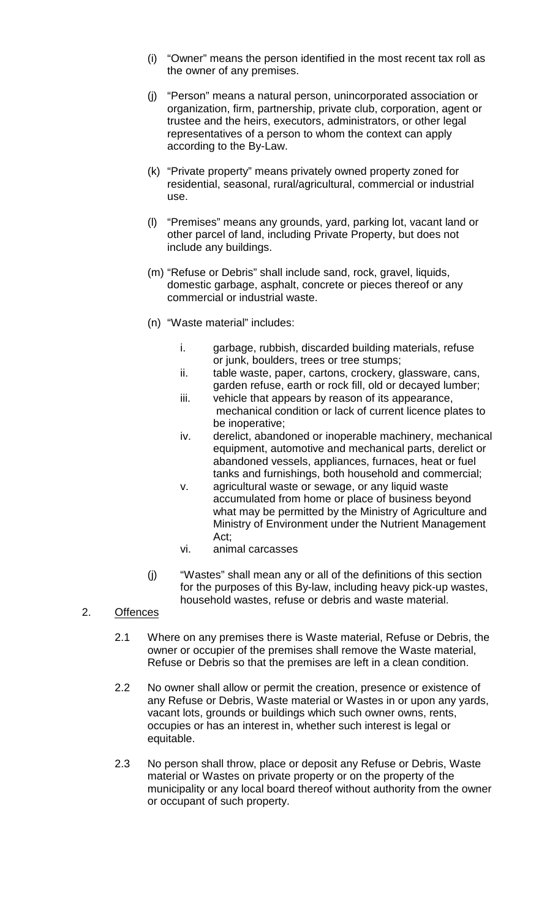(i) "Owner" means the person identified in the most recent tax roll as the owner of any premises.

(j) "Person" means a natural person, unincorporated association or organization, firm, partnership, private club, corporation, agent or trustee and the heirs, executors, administrators, or other legal representatives of a person to whom the context can apply according to the By-Law.

(k) "Private property" means privately owned property zoned for residential, seasonal, rural/agricultural, commercial or industrial use.

(l) "Premises" means any grounds, yard, parking lot, vacant land or other parcel of land, including Private Property, but does not include any buildings.

(m) "Refuse or Debris" shall include sand, rock, gravel, liquids, domestic garbage, asphalt, concrete or pieces thereof or any commercial or industrial waste.

(n) "Waste material" includes:

   i. garbage, rubbish, discarded building materials, refuse or junk, boulders, trees or tree stumps;
   ii. table waste, paper, cartons, crockery, glassware, cans, garden refuse, earth or rock fill, old or decayed lumber;
   iii. vehicle that appears by reason of its appearance, mechanical condition or lack of current licence plates to be inoperative;
   iv. derelict, abandoned or inoperable machinery, mechanical equipment, automotive and mechanical parts, derelict or abandoned vessels, appliances, furnaces, heat or fuel tanks and furnishings, both household and commercial;
   v. agricultural waste or sewage, or any liquid waste accumulated from home or place of business beyond what may be permitted by the Ministry of Agriculture and Ministry of Environment under the Nutrient Management Act;
   vi. animal carcasses

(j) "Wastes" shall mean any or all of the definitions of this section for the purposes of this By-law, including heavy pick-up wastes, household wastes, refuse or debris and waste material.

2. Offences

2.1 Where on any premises there is Waste material, Refuse or Debris, the owner or occupier of the premises shall remove the Waste material, Refuse or Debris so that the premises are left in a clean condition.

2.2 No owner shall allow or permit the creation, presence or existence of any Refuse or Debris, Waste material or Wastes in or upon any yards, vacant lots, grounds or buildings which such owner owns, rents, occupies or has an interest in, whether such interest is legal or equitable.

2.3 No person shall throw, place or deposit any Refuse or Debris, Waste material or Wastes on private property or on the property of the municipality or any local board thereof without authority from the owner or occupant of such property.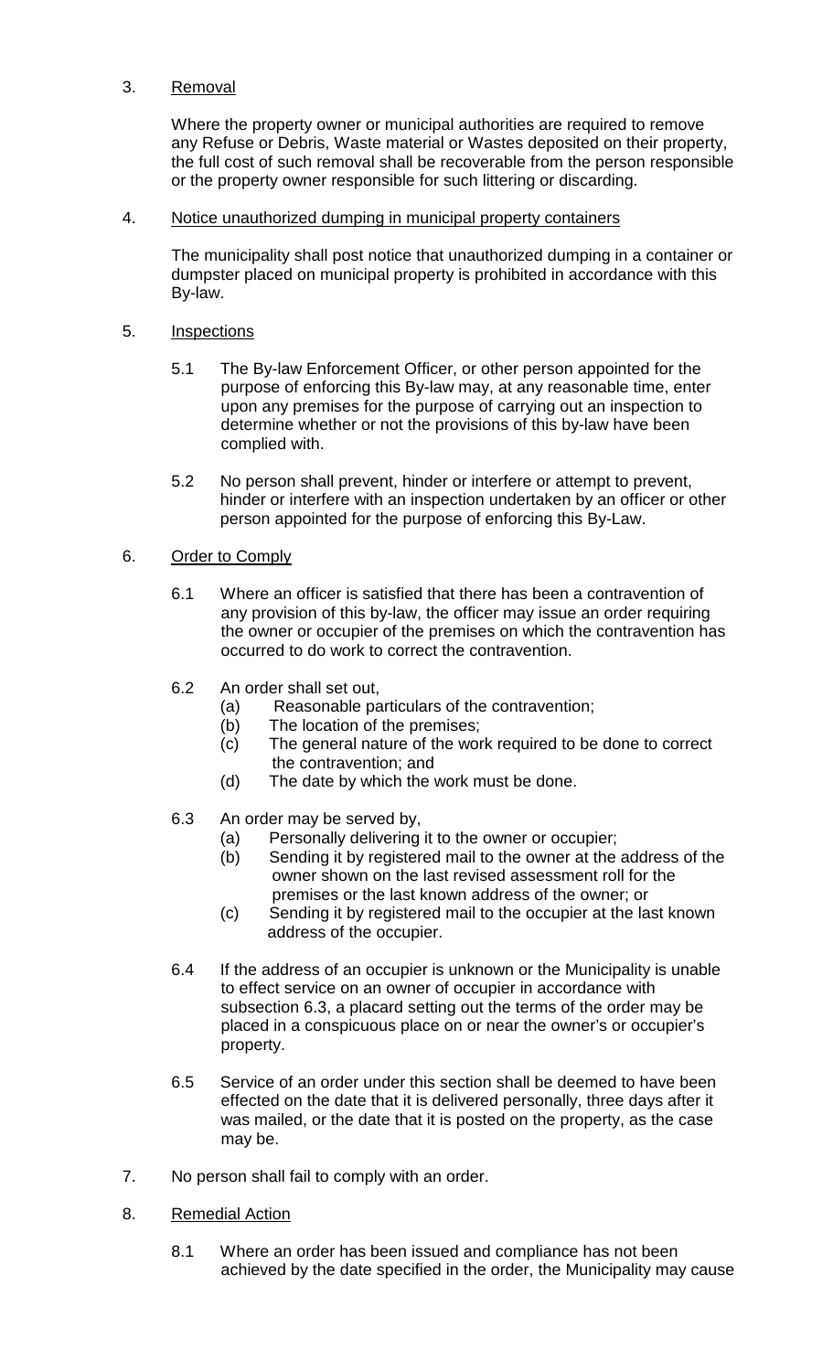3. <u>Removal</u>

   Where the property owner or municipal authorities are required to remove any Refuse or Debris, Waste material or Wastes deposited on their property, the full cost of such removal shall be recoverable from the person responsible or the property owner responsible for such littering or discarding.

4. <u>Notice unauthorized dumping in municipal property containers</u>

   The municipality shall post notice that unauthorized dumping in a container or dumpster placed on municipal property is prohibited in accordance with this By-law.

5. <u>Inspections</u>

   5.1 The By-law Enforcement Officer, or other person appointed for the purpose of enforcing this By-law may, at any reasonable time, enter upon any premises for the purpose of carrying out an inspection to determine whether or not the provisions of this by-law have been complied with.

   5.2 No person shall prevent, hinder or interfere or attempt to prevent, hinder or interfere with an inspection undertaken by an officer or other person appointed for the purpose of enforcing this By-Law.

6. <u>Order to Comply</u>

   6.1 Where an officer is satisfied that there has been a contravention of any provision of this by-law, the officer may issue an order requiring the owner or occupier of the premises on which the contravention has occurred to do work to correct the contravention.

   6.2 An order shall set out,
   - (a) Reasonable particulars of the contravention;
   - (b) The location of the premises;
   - (c) The general nature of the work required to be done to correct the contravention; and
   - (d) The date by which the work must be done.

   6.3 An order may be served by,
   - (a) Personally delivering it to the owner or occupier;
   - (b) Sending it by registered mail to the owner at the address of the owner shown on the last revised assessment roll for the premises or the last known address of the owner; or
   - (c) Sending it by registered mail to the occupier at the last known address of the occupier.

   6.4 If the address of an occupier is unknown or the Municipality is unable to effect service on an owner of occupier in accordance with subsection 6.3, a placard setting out the terms of the order may be placed in a conspicuous place on or near the owner's or occupier's property.

   6.5 Service of an order under this section shall be deemed to have been effected on the date that it is delivered personally, three days after it was mailed, or the date that it is posted on the property, as the case may be.

7. No person shall fail to comply with an order.

8. <u>Remedial Action</u>

   8.1 Where an order has been issued and compliance has not been achieved by the date specified in the order, the Municipality may cause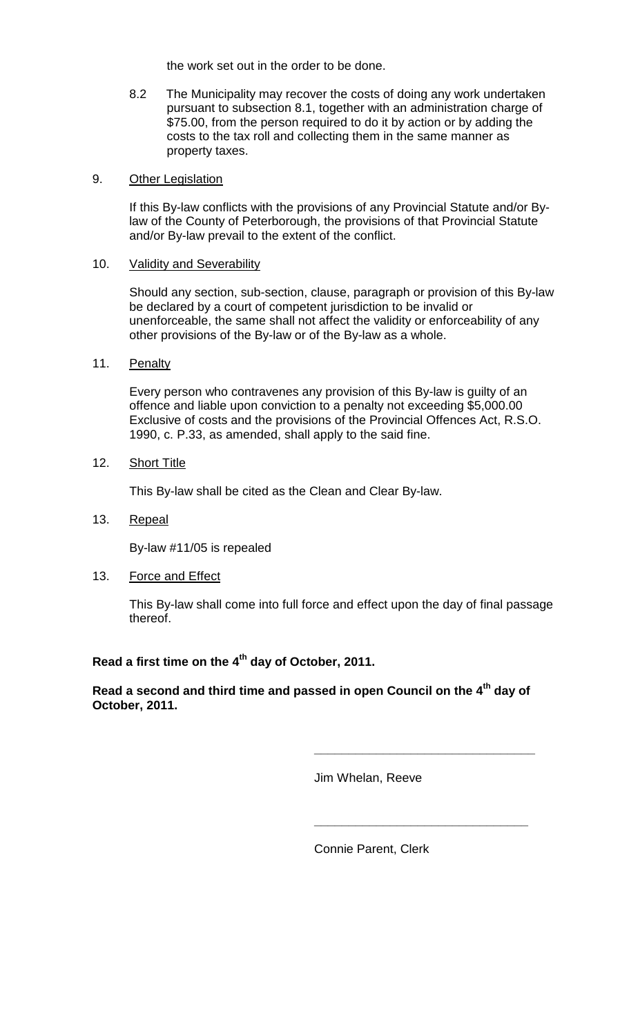the work set out in the order to be done.

8.2 The Municipality may recover the costs of doing any work undertaken pursuant to subsection 8.1, together with an administration charge of $75.00, from the person required to do it by action or by adding the costs to the tax roll and collecting them in the same manner as property taxes.

9. Other Legislation

If this By-law conflicts with the provisions of any Provincial Statute and/or By-law of the County of Peterborough, the provisions of that Provincial Statute and/or By-law prevail to the extent of the conflict.

10. Validity and Severability

Should any section, sub-section, clause, paragraph or provision of this By-law be declared by a court of competent jurisdiction to be invalid or unenforceable, the same shall not affect the validity or enforceability of any other provisions of the By-law or of the By-law as a whole.

11. Penalty

Every person who contravenes any provision of this By-law is guilty of an offence and liable upon conviction to a penalty not exceeding $5,000.00 Exclusive of costs and the provisions of the Provincial Offences Act, R.S.O. 1990, c. P.33, as amended, shall apply to the said fine.

12. Short Title

This By-law shall be cited as the Clean and Clear By-law.

13. Repeal

By-law #11/05 is repealed

13. Force and Effect

This By-law shall come into full force and effect upon the day of final passage thereof.

**Read a first time on the 4th day of October, 2011.**

**Read a second and third time and passed in open Council on the 4th day of October, 2011.**

\_\_\_\_\_\_\_\_\_\_\_\_\_\_\_\_\_\_\_\_\_\_\_\_\_\_\_\_\_\_\_\_

Jim Whelan, Reeve

\_\_\_\_\_\_\_\_\_\_\_\_\_\_\_\_\_\_\_\_\_\_\_\_\_\_\_\_\_\_\_\_

Connie Parent, Clerk